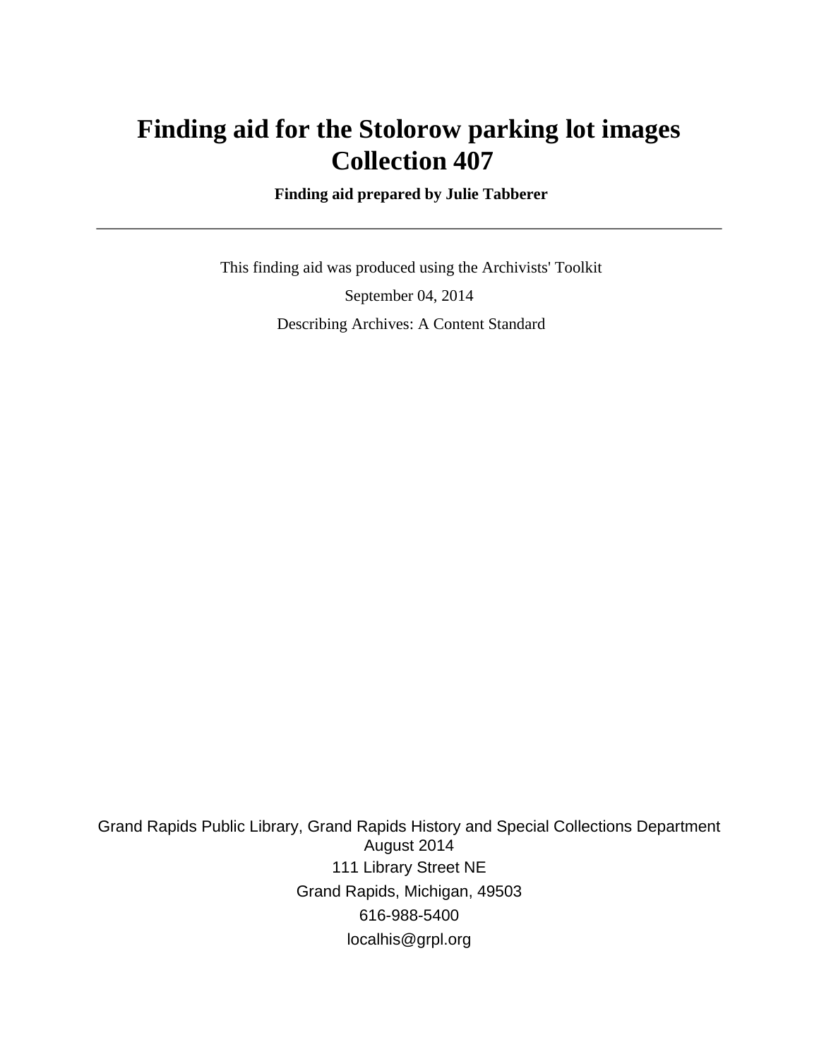# Finding aid for the Stolorow parking lot images Collection 407

**Finding aid prepared by Julie Tabberer**

---

This finding aid was produced using the Archivists' Toolkit

September 04, 2014

Describing Archives: A Content Standard

Grand Rapids Public Library, Grand Rapids History and Special Collections Department
August 2014
111 Library Street NE
Grand Rapids, Michigan, 49503
616-988-5400
localhis@grpl.org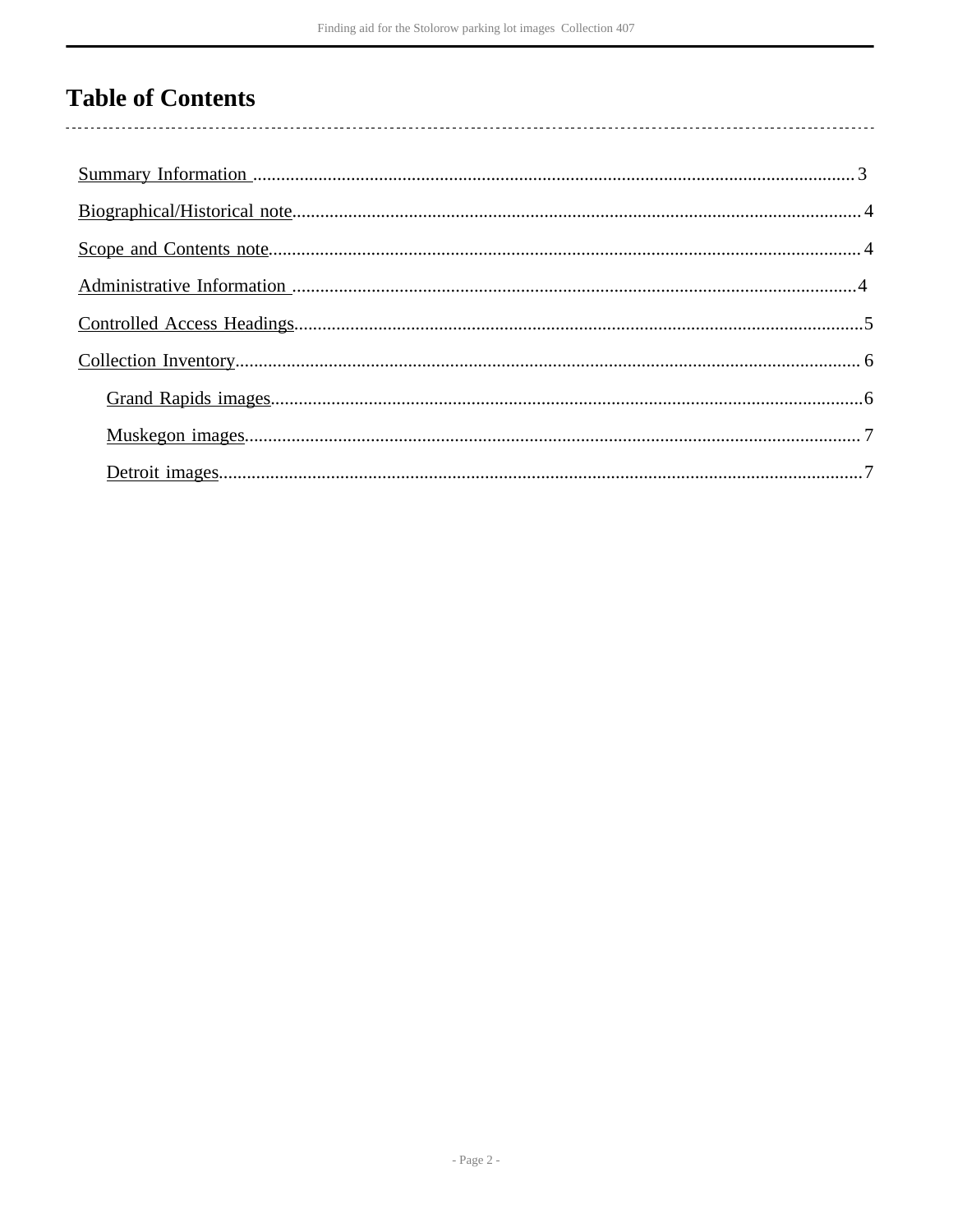# Table of Contents

Summary Information .......... 3

Biographical/Historical note .......... 4

Scope and Contents note .......... 4

Administrative Information .......... 4

Controlled Access Headings .......... 5

Collection Inventory .......... 6

- Grand Rapids images .......... 6
- Muskegon images .......... 7
- Detroit images .......... 7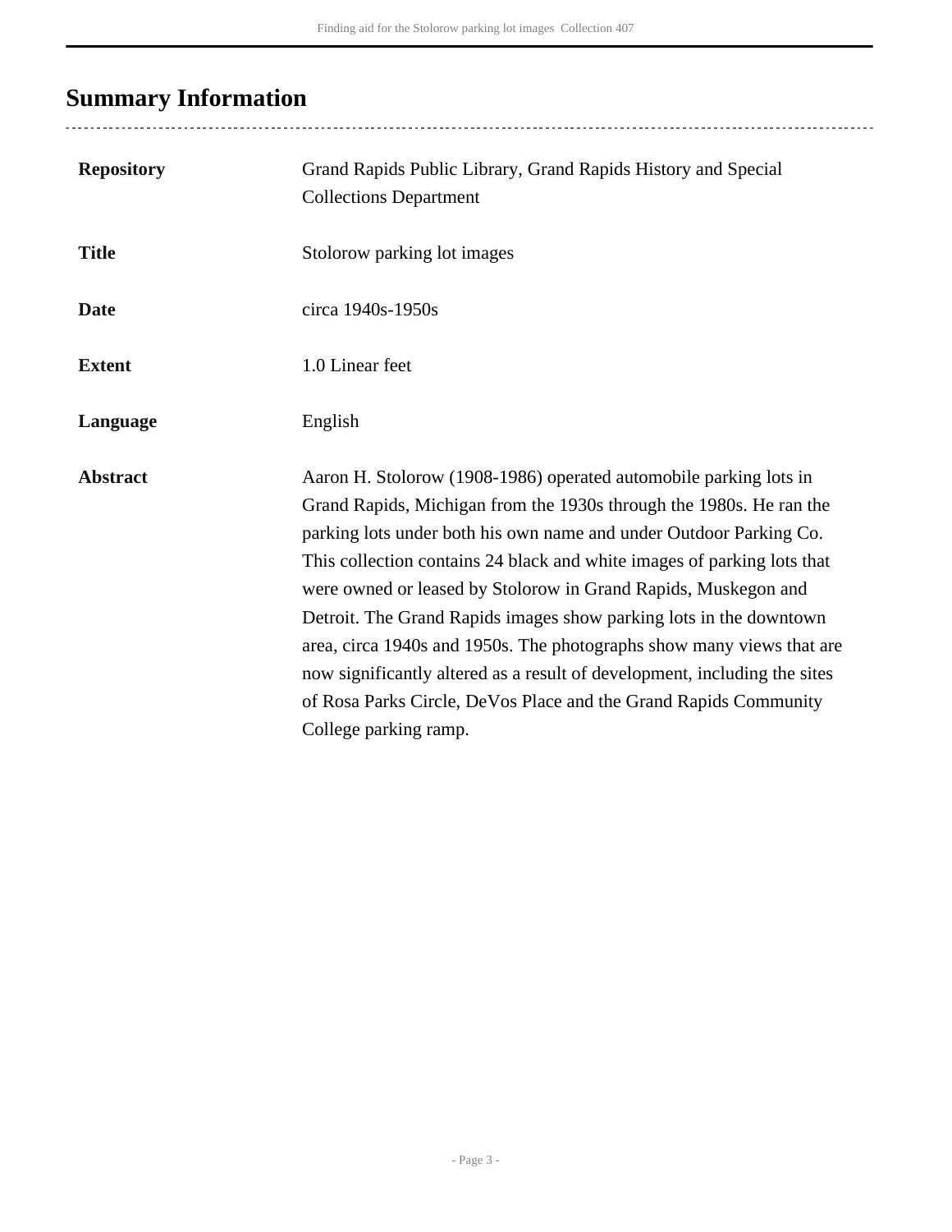## Summary Information

| | |
|---|---|
| **Repository** | Grand Rapids Public Library, Grand Rapids History and Special Collections Department |
| **Title** | Stolorow parking lot images |
| **Date** | circa 1940s-1950s |
| **Extent** | 1.0 Linear feet |
| **Language** | English |
| **Abstract** | Aaron H. Stolorow (1908-1986) operated automobile parking lots in Grand Rapids, Michigan from the 1930s through the 1980s. He ran the parking lots under both his own name and under Outdoor Parking Co. This collection contains 24 black and white images of parking lots that were owned or leased by Stolorow in Grand Rapids, Muskegon and Detroit. The Grand Rapids images show parking lots in the downtown area, circa 1940s and 1950s. The photographs show many views that are now significantly altered as a result of development, including the sites of Rosa Parks Circle, DeVos Place and the Grand Rapids Community College parking ramp. |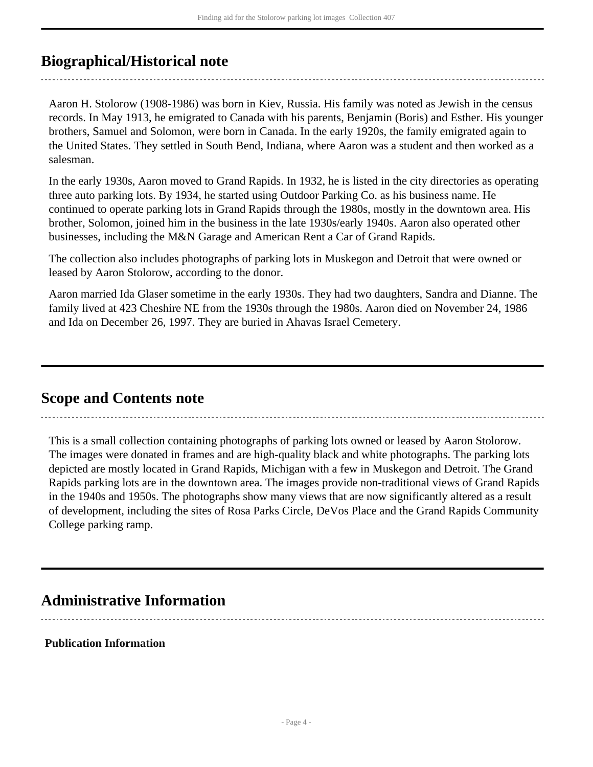## Biographical/Historical note

Aaron H. Stolorow (1908-1986) was born in Kiev, Russia. His family was noted as Jewish in the census records. In May 1913, he emigrated to Canada with his parents, Benjamin (Boris) and Esther. His younger brothers, Samuel and Solomon, were born in Canada. In the early 1920s, the family emigrated again to the United States. They settled in South Bend, Indiana, where Aaron was a student and then worked as a salesman.

In the early 1930s, Aaron moved to Grand Rapids. In 1932, he is listed in the city directories as operating three auto parking lots. By 1934, he started using Outdoor Parking Co. as his business name. He continued to operate parking lots in Grand Rapids through the 1980s, mostly in the downtown area. His brother, Solomon, joined him in the business in the late 1930s/early 1940s. Aaron also operated other businesses, including the M&N Garage and American Rent a Car of Grand Rapids.

The collection also includes photographs of parking lots in Muskegon and Detroit that were owned or leased by Aaron Stolorow, according to the donor.

Aaron married Ida Glaser sometime in the early 1930s. They had two daughters, Sandra and Dianne. The family lived at 423 Cheshire NE from the 1930s through the 1980s. Aaron died on November 24, 1986 and Ida on December 26, 1997. They are buried in Ahavas Israel Cemetery.

## Scope and Contents note

This is a small collection containing photographs of parking lots owned or leased by Aaron Stolorow. The images were donated in frames and are high-quality black and white photographs. The parking lots depicted are mostly located in Grand Rapids, Michigan with a few in Muskegon and Detroit. The Grand Rapids parking lots are in the downtown area. The images provide non-traditional views of Grand Rapids in the 1940s and 1950s. The photographs show many views that are now significantly altered as a result of development, including the sites of Rosa Parks Circle, DeVos Place and the Grand Rapids Community College parking ramp.

## Administrative Information

### Publication Information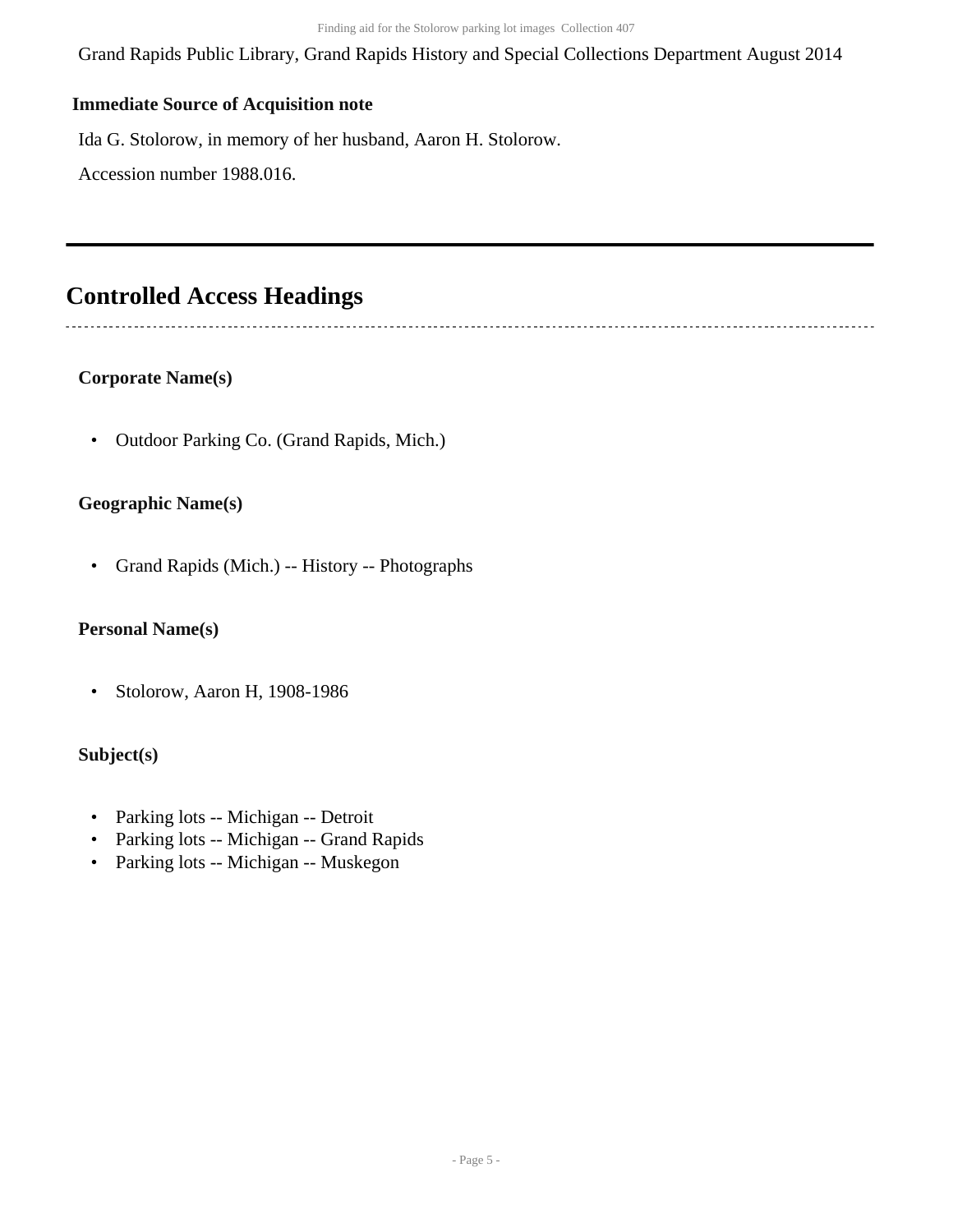Grand Rapids Public Library, Grand Rapids History and Special Collections Department August 2014

### Immediate Source of Acquisition note

Ida G. Stolorow, in memory of her husband, Aaron H. Stolorow.

Accession number 1988.016.

---

## Controlled Access Headings

### Corporate Name(s)

- Outdoor Parking Co. (Grand Rapids, Mich.)

### Geographic Name(s)

- Grand Rapids (Mich.) -- History -- Photographs

### Personal Name(s)

- Stolorow, Aaron H, 1908-1986

### Subject(s)

- Parking lots -- Michigan -- Detroit
- Parking lots -- Michigan -- Grand Rapids
- Parking lots -- Michigan -- Muskegon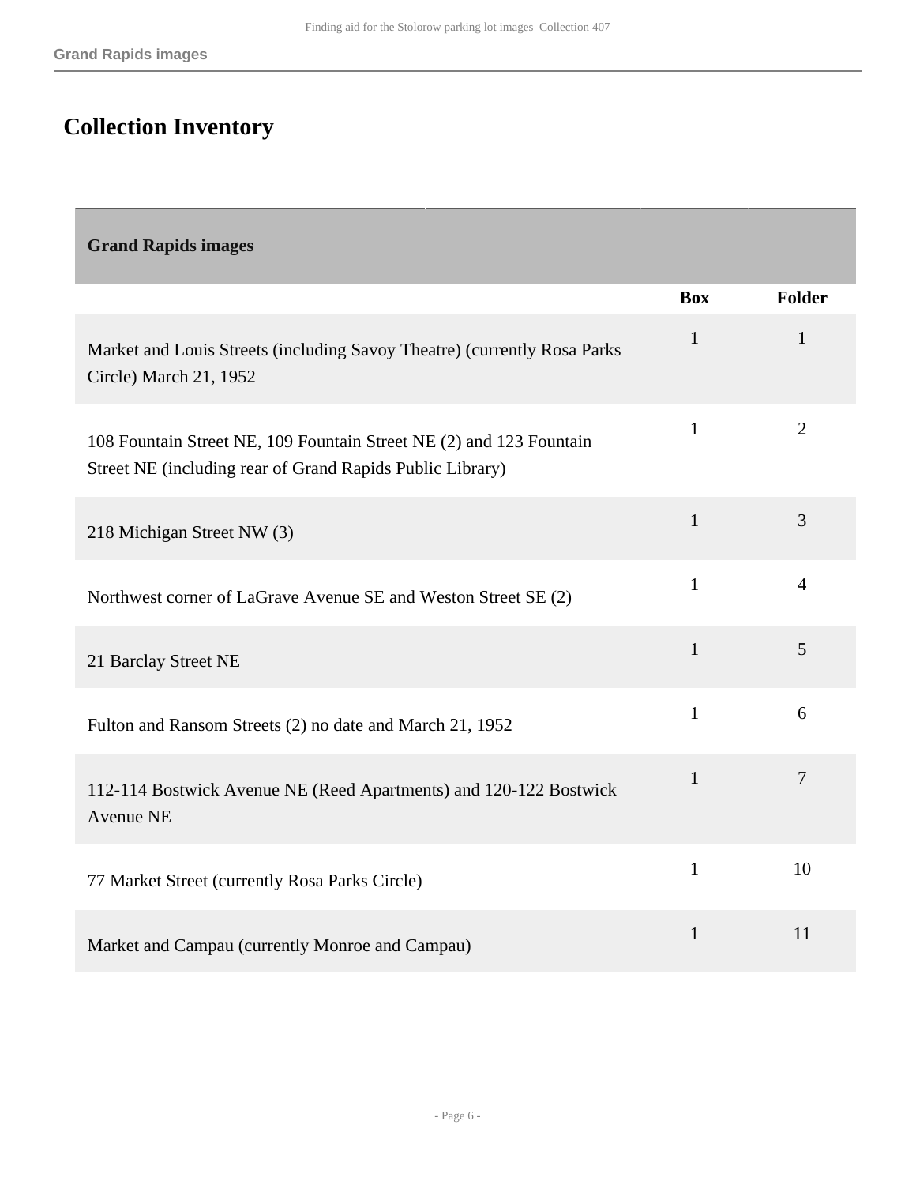# Collection Inventory

| Grand Rapids images | | |
|---|---|---|
| | **Box** | **Folder** |
| Market and Louis Streets (including Savoy Theatre) (currently Rosa Parks Circle) March 21, 1952 | 1 | 1 |
| 108 Fountain Street NE, 109 Fountain Street NE (2) and 123 Fountain Street NE (including rear of Grand Rapids Public Library) | 1 | 2 |
| 218 Michigan Street NW (3) | 1 | 3 |
| Northwest corner of LaGrave Avenue SE and Weston Street SE (2) | 1 | 4 |
| 21 Barclay Street NE | 1 | 5 |
| Fulton and Ransom Streets (2) no date and March 21, 1952 | 1 | 6 |
| 112-114 Bostwick Avenue NE (Reed Apartments) and 120-122 Bostwick Avenue NE | 1 | 7 |
| 77 Market Street (currently Rosa Parks Circle) | 1 | 10 |
| Market and Campau (currently Monroe and Campau) | 1 | 11 |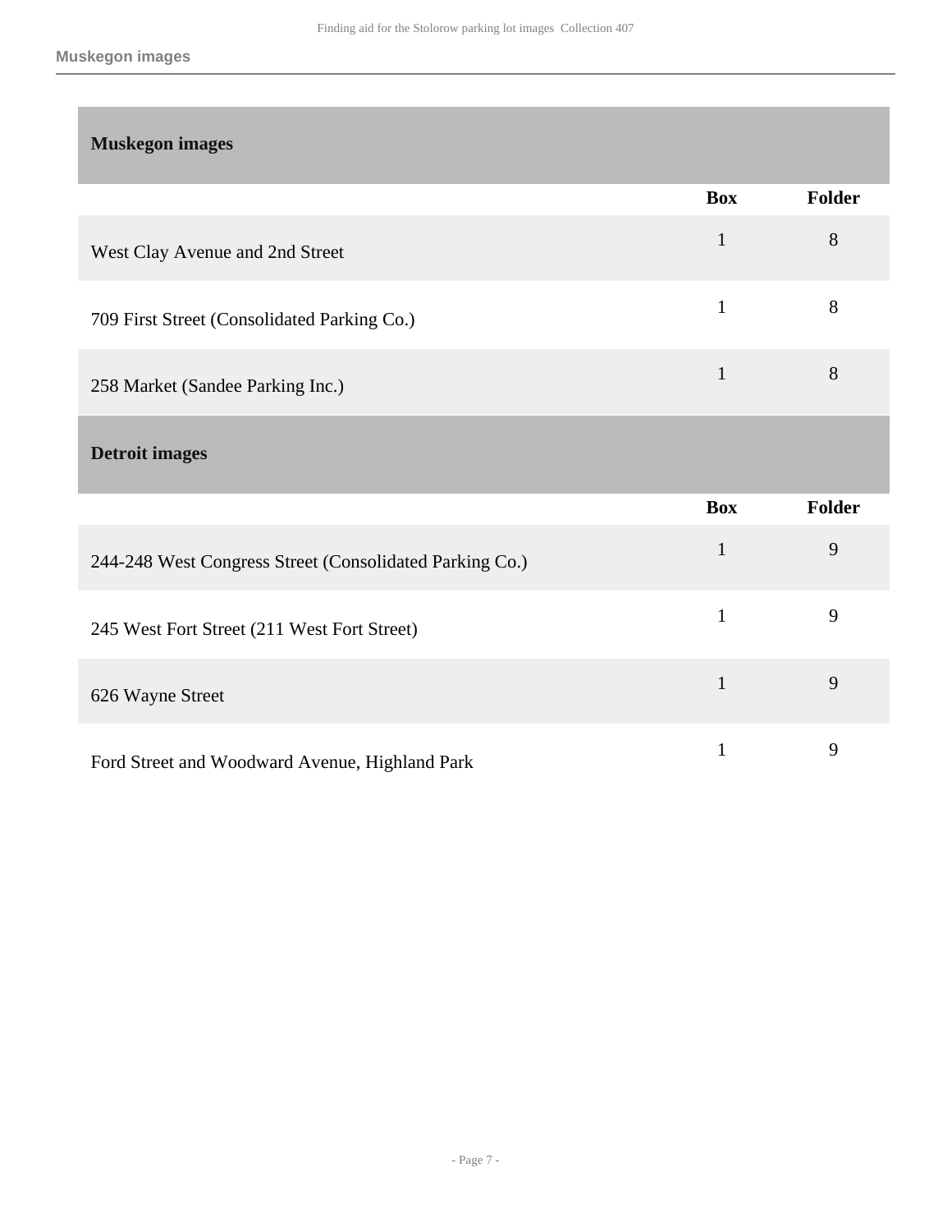## Muskegon images

| | Box | Folder |
|---|---|---|
| West Clay Avenue and 2nd Street | 1 | 8 |
| 709 First Street (Consolidated Parking Co.) | 1 | 8 |
| 258 Market (Sandee Parking Inc.) | 1 | 8 |

## Detroit images

| | Box | Folder |
|---|---|---|
| 244-248 West Congress Street (Consolidated Parking Co.) | 1 | 9 |
| 245 West Fort Street (211 West Fort Street) | 1 | 9 |
| 626 Wayne Street | 1 | 9 |
| Ford Street and Woodward Avenue, Highland Park | 1 | 9 |